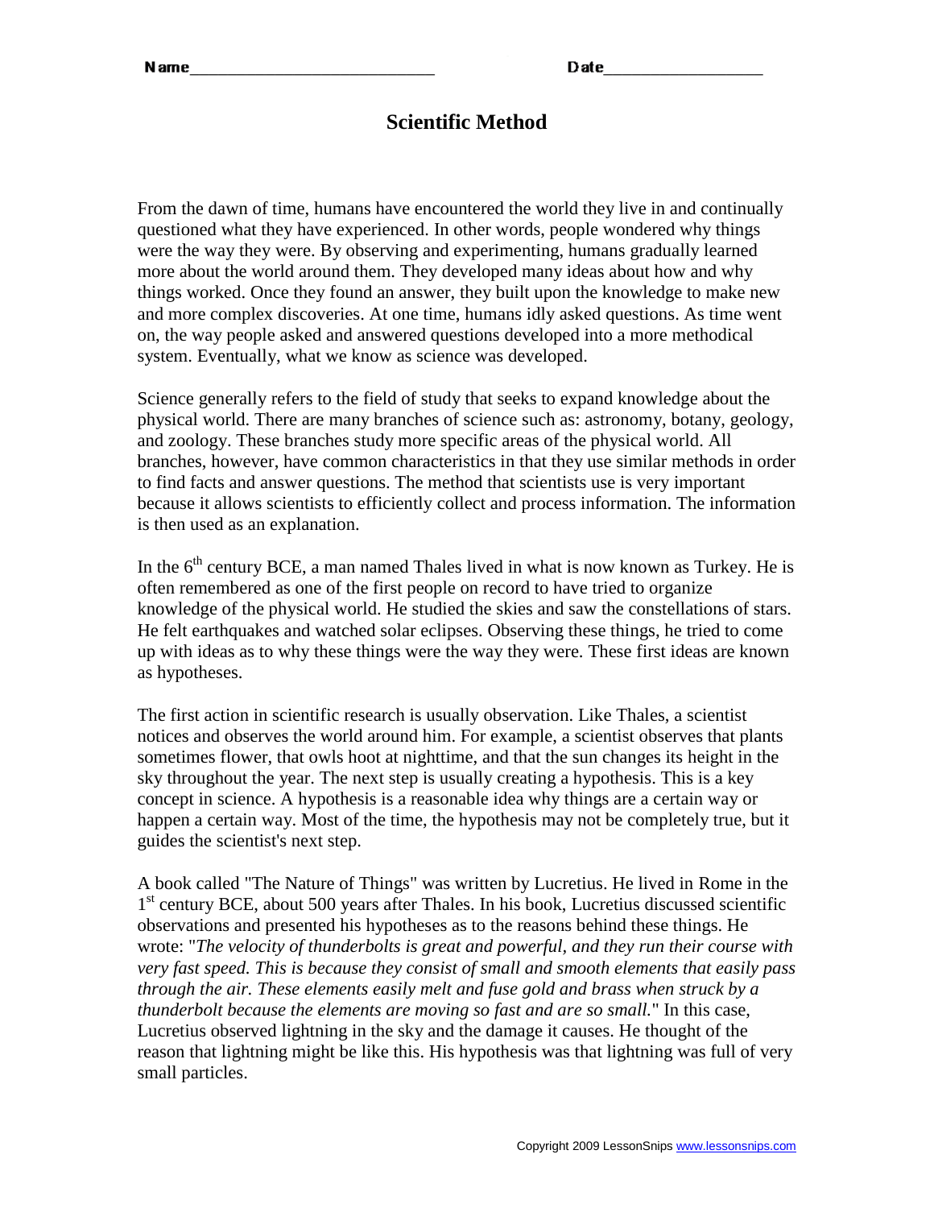Name___________________________ Date_________________

# Scientific Method

From the dawn of time, humans have encountered the world they live in and continually questioned what they have experienced. In other words, people wondered why things were the way they were. By observing and experimenting, humans gradually learned more about the world around them. They developed many ideas about how and why things worked. Once they found an answer, they built upon the knowledge to make new and more complex discoveries. At one time, humans idly asked questions. As time went on, the way people asked and answered questions developed into a more methodical system. Eventually, what we know as science was developed.

Science generally refers to the field of study that seeks to expand knowledge about the physical world. There are many branches of science such as: astronomy, botany, geology, and zoology. These branches study more specific areas of the physical world. All branches, however, have common characteristics in that they use similar methods in order to find facts and answer questions. The method that scientists use is very important because it allows scientists to efficiently collect and process information. The information is then used as an explanation.

In the 6th century BCE, a man named Thales lived in what is now known as Turkey. He is often remembered as one of the first people on record to have tried to organize knowledge of the physical world. He studied the skies and saw the constellations of stars. He felt earthquakes and watched solar eclipses. Observing these things, he tried to come up with ideas as to why these things were the way they were. These first ideas are known as hypotheses.

The first action in scientific research is usually observation. Like Thales, a scientist notices and observes the world around him. For example, a scientist observes that plants sometimes flower, that owls hoot at nighttime, and that the sun changes its height in the sky throughout the year. The next step is usually creating a hypothesis. This is a key concept in science. A hypothesis is a reasonable idea why things are a certain way or happen a certain way. Most of the time, the hypothesis may not be completely true, but it guides the scientist's next step.

A book called "The Nature of Things" was written by Lucretius. He lived in Rome in the 1st century BCE, about 500 years after Thales. In his book, Lucretius discussed scientific observations and presented his hypotheses as to the reasons behind these things. He wrote: "*The velocity of thunderbolts is great and powerful, and they run their course with very fast speed. This is because they consist of small and smooth elements that easily pass through the air. These elements easily melt and fuse gold and brass when struck by a thunderbolt because the elements are moving so fast and are so small.*" In this case, Lucretius observed lightning in the sky and the damage it causes. He thought of the reason that lightning might be like this. His hypothesis was that lightning was full of very small particles.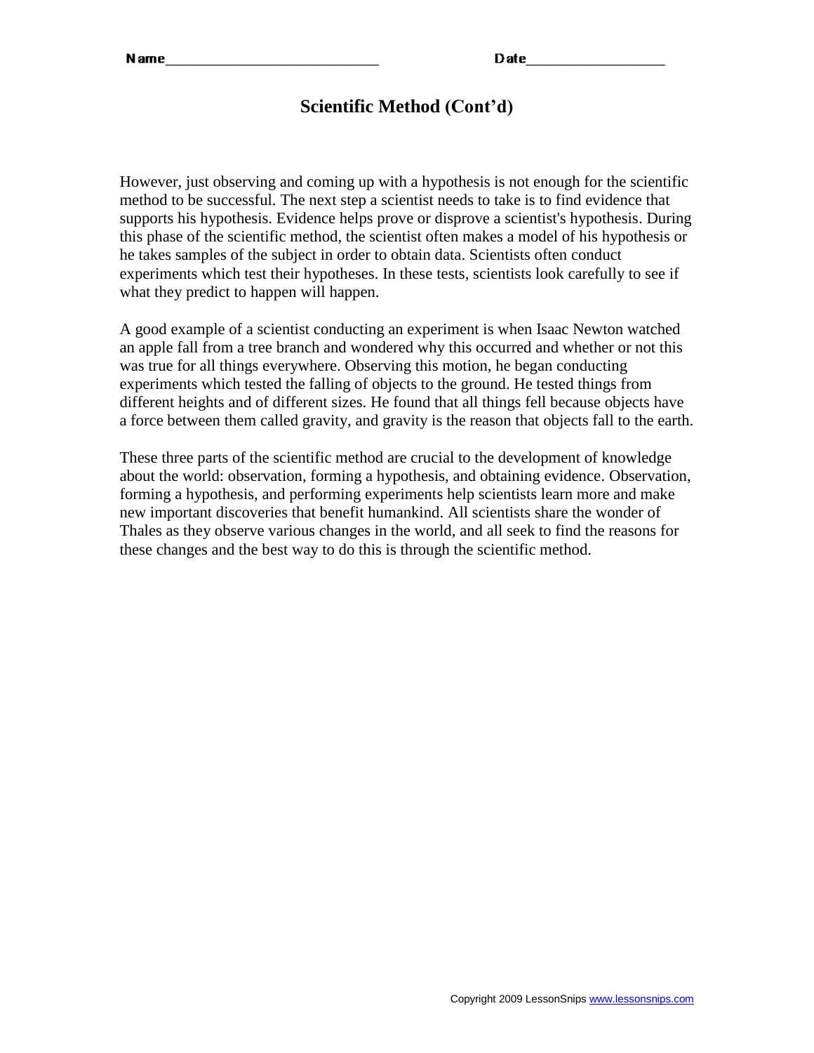Name___________________________ Date_________________

# Scientific Method (Cont'd)

However, just observing and coming up with a hypothesis is not enough for the scientific method to be successful. The next step a scientist needs to take is to find evidence that supports his hypothesis. Evidence helps prove or disprove a scientist's hypothesis. During this phase of the scientific method, the scientist often makes a model of his hypothesis or he takes samples of the subject in order to obtain data. Scientists often conduct experiments which test their hypotheses. In these tests, scientists look carefully to see if what they predict to happen will happen.

A good example of a scientist conducting an experiment is when Isaac Newton watched an apple fall from a tree branch and wondered why this occurred and whether or not this was true for all things everywhere. Observing this motion, he began conducting experiments which tested the falling of objects to the ground. He tested things from different heights and of different sizes. He found that all things fell because objects have a force between them called gravity, and gravity is the reason that objects fall to the earth.

These three parts of the scientific method are crucial to the development of knowledge about the world: observation, forming a hypothesis, and obtaining evidence. Observation, forming a hypothesis, and performing experiments help scientists learn more and make new important discoveries that benefit humankind. All scientists share the wonder of Thales as they observe various changes in the world, and all seek to find the reasons for these changes and the best way to do this is through the scientific method.

Copyright 2009 LessonSnips www.lessonsnips.com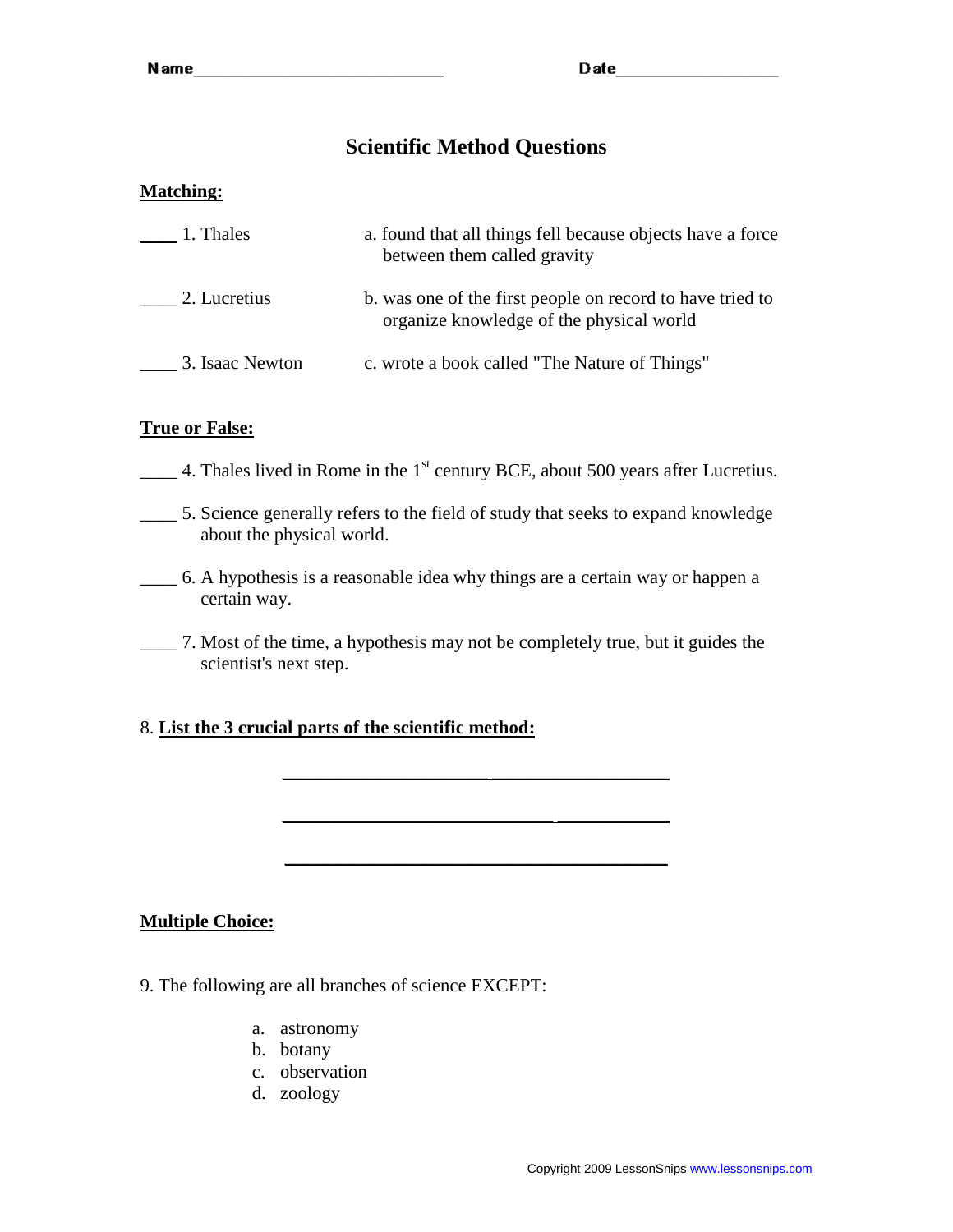Name___________________________ Date_________________

# Scientific Method Questions

**Matching:**

____ 1. Thales — a. found that all things fell because objects have a force between them called gravity

____ 2. Lucretius — b. was one of the first people on record to have tried to organize knowledge of the physical world

____ 3. Isaac Newton — c. wrote a book called "The Nature of Things"

**True or False:**

____ 4. Thales lived in Rome in the 1st century BCE, about 500 years after Lucretius.

____ 5. Science generally refers to the field of study that seeks to expand knowledge about the physical world.

____ 6. A hypothesis is a reasonable idea why things are a certain way or happen a certain way.

____ 7. Most of the time, a hypothesis may not be completely true, but it guides the scientist's next step.

8. **List the 3 crucial parts of the scientific method:**

__________________________________________

__________________________________________

__________________________________________

**Multiple Choice:**

9. The following are all branches of science EXCEPT:

a. astronomy
b. botany
c. observation
d. zoology

Copyright 2009 LessonSnips www.lessonsnips.com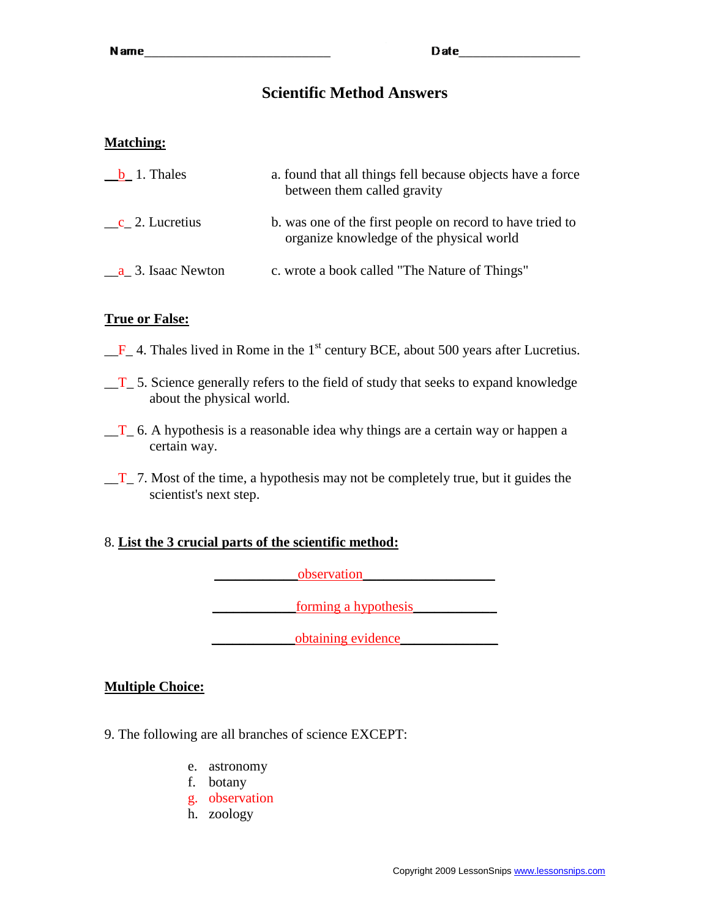Name____________________________ Date__________________

# Scientific Method Answers

**Matching:**

__b_ 1. Thales — a. found that all things fell because objects have a force between them called gravity

__c_ 2. Lucretius — b. was one of the first people on record to have tried to organize knowledge of the physical world

__a_ 3. Isaac Newton — c. wrote a book called "The Nature of Things"

**True or False:**

__F_ 4. Thales lived in Rome in the 1st century BCE, about 500 years after Lucretius.

__T_ 5. Science generally refers to the field of study that seeks to expand knowledge about the physical world.

__T_ 6. A hypothesis is a reasonable idea why things are a certain way or happen a certain way.

__T_ 7. Most of the time, a hypothesis may not be completely true, but it guides the scientist's next step.

8. **List the 3 crucial parts of the scientific method:**

___________observation__________________

___________forming a hypothesis___________

___________obtaining evidence_____________

**Multiple Choice:**

9. The following are all branches of science EXCEPT:

e. astronomy
f. botany
g. observation
h. zoology

Copyright 2009 LessonSnips www.lessonsnips.com